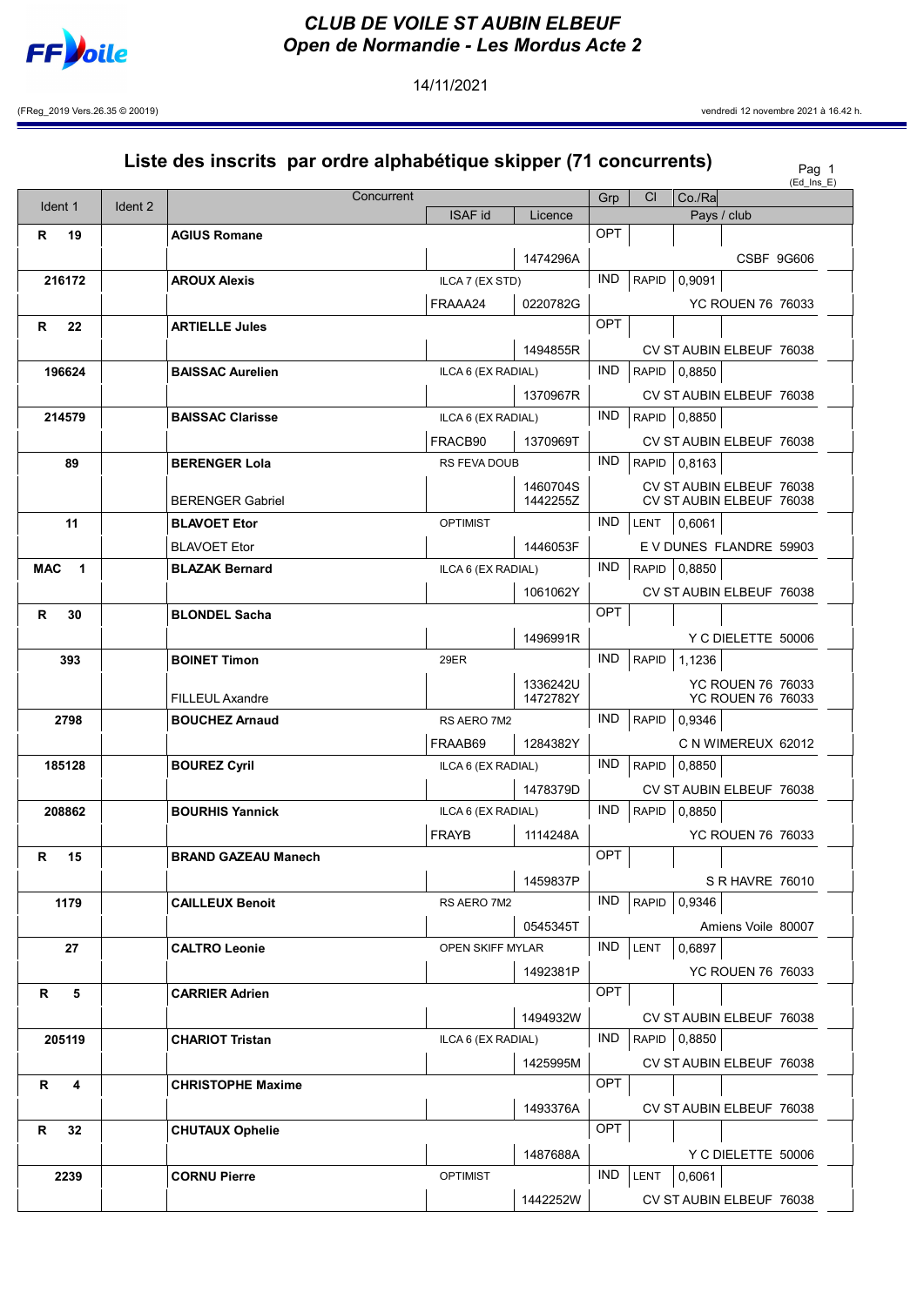# CLUB DE VOILE ST AUBIN ELBEUF
## Open de Normandie - Les Mordus Acte 2

14/11/2021

(FReg_2019 Vers.26.35 © 20019) vendredi 12 novembre 2021 à 16.42 h.

## Liste des inscrits par ordre alphabétique skipper (71 concurrents)

(Ed_Ins_E)

| Ident 1 | Ident 2 | Concurrent | ISAF id | Licence | Grp | Cl | Co./Ra | Pays / club |
|---|---|---|---|---|---|---|---|---|
| R 19 | | AGIUS Romane | | | OPT | | | |
| | | | | 1474296A | | | | CSBF 9G606 |
| 216172 | | AROUX Alexis | ILCA 7 (EX STD) | | IND | RAPID | 0,9091 | |
| | | | FRAAA24 | 0220782G | | | | YC ROUEN 76 76033 |
| R 22 | | ARTIELLE Jules | | | OPT | | | |
| | | | | 1494855R | | | | CV ST AUBIN ELBEUF 76038 |
| 196624 | | BAISSAC Aurelien | ILCA 6 (EX RADIAL) | | IND | RAPID | 0,8850 | |
| | | | | 1370967R | | | | CV ST AUBIN ELBEUF 76038 |
| 214579 | | BAISSAC Clarisse | ILCA 6 (EX RADIAL) | | IND | RAPID | 0,8850 | |
| | | | FRACB90 | 1370969T | | | | CV ST AUBIN ELBEUF 76038 |
| 89 | | BERENGER Lola | RS FEVA DOUB | | IND | RAPID | 0,8163 | |
| | | BERENGER Gabriel | | 1460704S 1442255Z | | | | CV ST AUBIN ELBEUF 76038 CV ST AUBIN ELBEUF 76038 |
| 11 | | BLAVOET Etor | OPTIMIST | | IND | LENT | 0,6061 | |
| | | BLAVOET Etor | | 1446053F | | | | E V DUNES FLANDRE 59903 |
| MAC 1 | | BLAZAK Bernard | ILCA 6 (EX RADIAL) | | IND | RAPID | 0,8850 | |
| | | | | 1061062Y | | | | CV ST AUBIN ELBEUF 76038 |
| R 30 | | BLONDEL Sacha | | | OPT | | | |
| | | | | 1496991R | | | | Y C DIELETTE 50006 |
| 393 | | BOINET Timon | 29ER | | IND | RAPID | 1,1236 | |
| | | FILLEUL Axandre | | 1336242U 1472782Y | | | | YC ROUEN 76 76033 YC ROUEN 76 76033 |
| 2798 | | BOUCHEZ Arnaud | RS AERO 7M2 | | IND | RAPID | 0,9346 | |
| | | | FRAAB69 | 1284382Y | | | | C N WIMEREUX 62012 |
| 185128 | | BOUREZ Cyril | ILCA 6 (EX RADIAL) | | IND | RAPID | 0,8850 | |
| | | | | 1478379D | | | | CV ST AUBIN ELBEUF 76038 |
| 208862 | | BOURHIS Yannick | ILCA 6 (EX RADIAL) | | IND | RAPID | 0,8850 | |
| | | | FRAYB | 1114248A | | | | YC ROUEN 76 76033 |
| R 15 | | BRAND GAZEAU Manech | | | OPT | | | |
| | | | | 1459837P | | | | S R HAVRE 76010 |
| 1179 | | CAILLEUX Benoit | RS AERO 7M2 | | IND | RAPID | 0,9346 | |
| | | | | 0545345T | | | | Amiens Voile 80007 |
| 27 | | CALTRO Leonie | OPEN SKIFF MYLAR | | IND | LENT | 0,6897 | |
| | | | | 1492381P | | | | YC ROUEN 76 76033 |
| R 5 | | CARRIER Adrien | | | OPT | | | |
| | | | | 1494932W | | | | CV ST AUBIN ELBEUF 76038 |
| 205119 | | CHARIOT Tristan | ILCA 6 (EX RADIAL) | | IND | RAPID | 0,8850 | |
| | | | | 1425995M | | | | CV ST AUBIN ELBEUF 76038 |
| R 4 | | CHRISTOPHE Maxime | | | OPT | | | |
| | | | | 1493376A | | | | CV ST AUBIN ELBEUF 76038 |
| R 32 | | CHUTAUX Ophelie | | | OPT | | | |
| | | | | 1487688A | | | | Y C DIELETTE 50006 |
| 2239 | | CORNU Pierre | OPTIMIST | | IND | LENT | 0,6061 | |
| | | | | 1442252W | | | | CV ST AUBIN ELBEUF 76038 |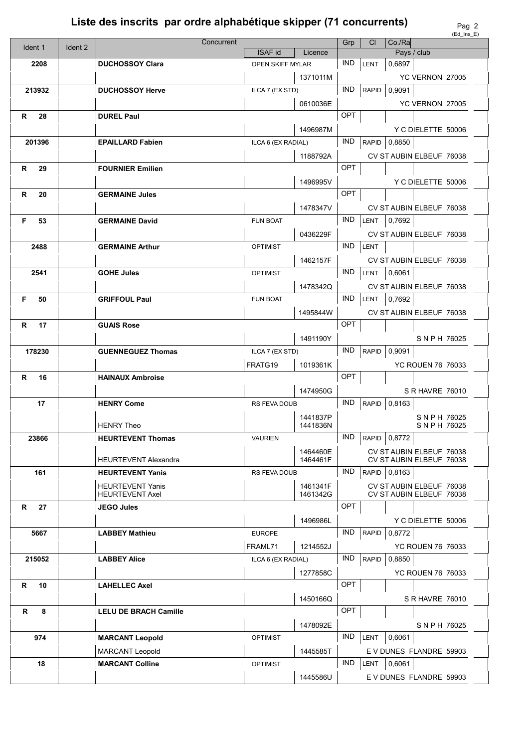# Liste des inscrits par ordre alphabétique skipper (71 concurrents)

| Ident 1 | Ident 2 | Concurrent | | | Grp | Cl | Co./Ra |
|---|---|---|---|---|---|---|---|
| | | | ISAF id | Licence | Pays / club | | |
| 2208 | | **DUCHOSSOY Clara** | OPEN SKIFF MYLAR | | IND | LENT | 0,6897 |
| | | | | 1371011M | YC VERNON 27005 | | |
| 213932 | | **DUCHOSSOY Herve** | ILCA 7 (EX STD) | | IND | RAPID | 0,9091 |
| | | | | 0610036E | YC VERNON 27005 | | |
| R 28 | | **DUREL Paul** | | | OPT | | |
| | | | | 1496987M | Y C DIELETTE 50006 | | |
| 201396 | | **EPAILLARD Fabien** | ILCA 6 (EX RADIAL) | | IND | RAPID | 0,8850 |
| | | | | 1188792A | CV ST AUBIN ELBEUF 76038 | | |
| R 29 | | **FOURNIER Emilien** | | | OPT | | |
| | | | | 1496995V | Y C DIELETTE 50006 | | |
| R 20 | | **GERMAINE Jules** | | | OPT | | |
| | | | | 1478347V | CV ST AUBIN ELBEUF 76038 | | |
| F 53 | | **GERMAINE David** | FUN BOAT | | IND | LENT | 0,7692 |
| | | | | 0436229F | CV ST AUBIN ELBEUF 76038 | | |
| 2488 | | **GERMAINE Arthur** | OPTIMIST | | IND | LENT | |
| | | | | 1462157F | CV ST AUBIN ELBEUF 76038 | | |
| 2541 | | **GOHE Jules** | OPTIMIST | | IND | LENT | 0,6061 |
| | | | | 1478342Q | CV ST AUBIN ELBEUF 76038 | | |
| F 50 | | **GRIFFOUL Paul** | FUN BOAT | | IND | LENT | 0,7692 |
| | | | | 1495844W | CV ST AUBIN ELBEUF 76038 | | |
| R 17 | | **GUAIS Rose** | | | OPT | | |
| | | | | 1491190Y | S N P H 76025 | | |
| 178230 | | **GUENNEGUEZ Thomas** | ILCA 7 (EX STD) | | IND | RAPID | 0,9091 |
| | | | FRATG19 | 1019361K | YC ROUEN 76 76033 | | |
| R 16 | | **HAINAUX Ambroise** | | | OPT | | |
| | | | | 1474950G | S R HAVRE 76010 | | |
| 17 | | **HENRY Come** | RS FEVA DOUB | | IND | RAPID | 0,8163 |
| | | HENRY Theo | | 1441837P<br>1441836N | S N P H 76025<br>S N P H 76025 | | |
| 23866 | | **HEURTEVENT Thomas** | VAURIEN | | IND | RAPID | 0,8772 |
| | | HEURTEVENT Alexandra | | 1464460E<br>1464461F | CV ST AUBIN ELBEUF 76038<br>CV ST AUBIN ELBEUF 76038 | | |
| 161 | | **HEURTEVENT Yanis** | RS FEVA DOUB | | IND | RAPID | 0,8163 |
| | | HEURTEVENT Yanis<br>HEURTEVENT Axel | | 1461341F<br>1461342G | CV ST AUBIN ELBEUF 76038<br>CV ST AUBIN ELBEUF 76038 | | |
| R 27 | | **JEGO Jules** | | | OPT | | |
| | | | | 1496986L | Y C DIELETTE 50006 | | |
| 5667 | | **LABBEY Mathieu** | EUROPE | | IND | RAPID | 0,8772 |
| | | | FRAML71 | 1214552J | YC ROUEN 76 76033 | | |
| 215052 | | **LABBEY Alice** | ILCA 6 (EX RADIAL) | | IND | RAPID | 0,8850 |
| | | | | 1277858C | YC ROUEN 76 76033 | | |
| R 10 | | **LAHELLEC Axel** | | | OPT | | |
| | | | | 1450166Q | S R HAVRE 76010 | | |
| R 8 | | **LELU DE BRACH Camille** | | | OPT | | |
| | | | | 1478092E | S N P H 76025 | | |
| 974 | | **MARCANT Leopold** | OPTIMIST | | IND | LENT | 0,6061 |
| | | MARCANT Leopold | | 1445585T | E V DUNES FLANDRE 59903 | | |
| 18 | | **MARCANT Colline** | OPTIMIST | | IND | LENT | 0,6061 |
| | | | | 1445586U | E V DUNES FLANDRE 59903 | | |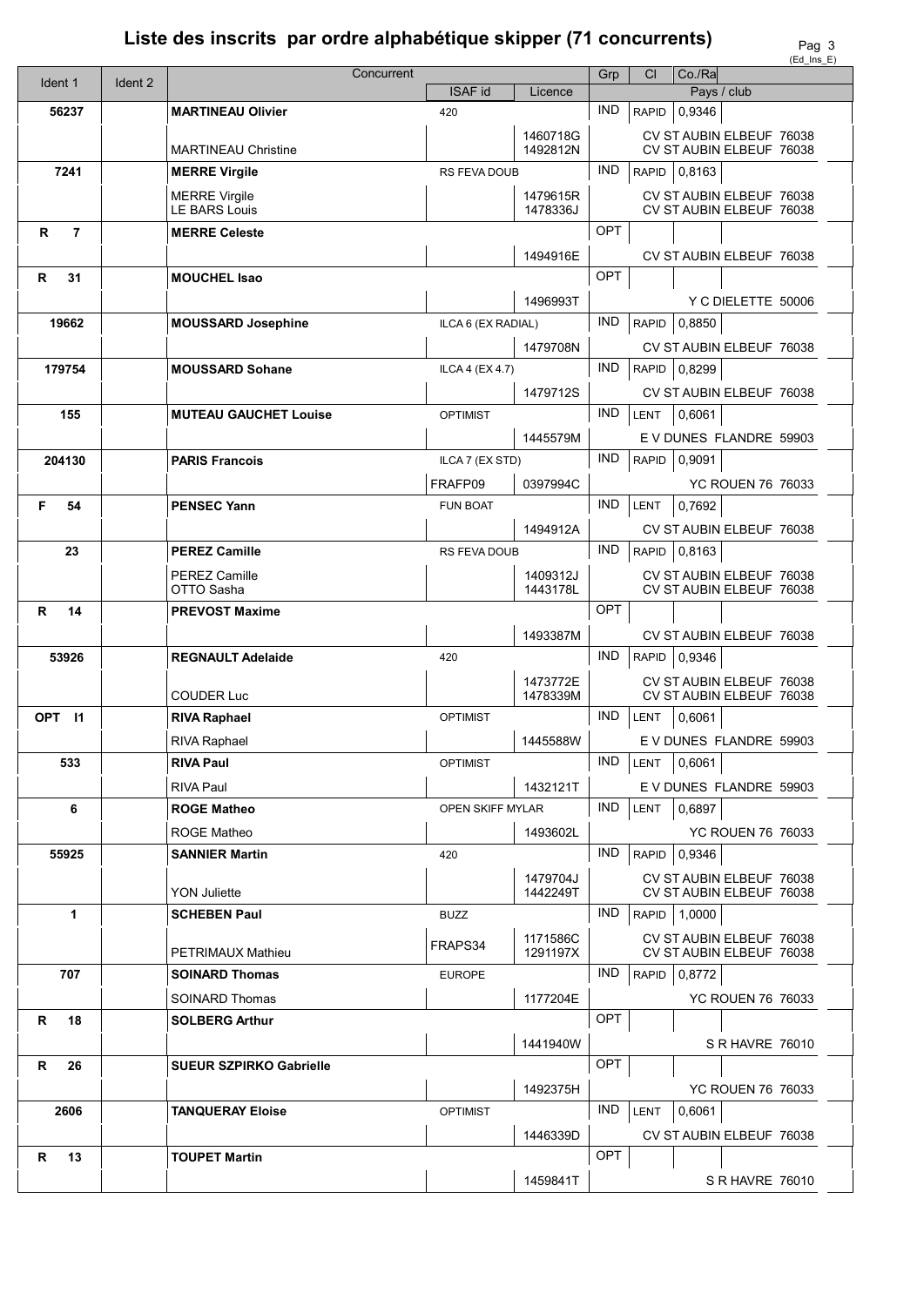# Liste des inscrits par ordre alphabétique skipper (71 concurrents)

| Ident 1 | Ident 2 | Concurrent | ISAF id | Licence | Grp | Cl | Co./Ra | Pays / club |
|---|---|---|---|---|---|---|---|---|
| 56237 | | **MARTINEAU Olivier** | 420 | | IND | RAPID | 0,9346 | |
| | | MARTINEAU Christine | | 1460718G<br>1492812N | | | | CV ST AUBIN ELBEUF 76038<br>CV ST AUBIN ELBEUF 76038 |
| 7241 | | **MERRE Virgile** | RS FEVA DOUB | | IND | RAPID | 0,8163 | |
| | | MERRE Virgile<br>LE BARS Louis | | 1479615R<br>1478336J | | | | CV ST AUBIN ELBEUF 76038<br>CV ST AUBIN ELBEUF 76038 |
| R 7 | | **MERRE Celeste** | | | OPT | | | |
| | | | | 1494916E | | | | CV ST AUBIN ELBEUF 76038 |
| R 31 | | **MOUCHEL Isao** | | | OPT | | | |
| | | | | 1496993T | | | | Y C DIELETTE 50006 |
| 19662 | | **MOUSSARD Josephine** | ILCA 6 (EX RADIAL) | | IND | RAPID | 0,8850 | |
| | | | | 1479708N | | | | CV ST AUBIN ELBEUF 76038 |
| 179754 | | **MOUSSARD Sohane** | ILCA 4 (EX 4.7) | | IND | RAPID | 0,8299 | |
| | | | | 1479712S | | | | CV ST AUBIN ELBEUF 76038 |
| 155 | | **MUTEAU GAUCHET Louise** | OPTIMIST | | IND | LENT | 0,6061 | |
| | | | | 1445579M | | | | E V DUNES FLANDRE 59903 |
| 204130 | | **PARIS Francois** | ILCA 7 (EX STD) | | IND | RAPID | 0,9091 | |
| | | | FRAFP09 | 0397994C | | | | YC ROUEN 76 76033 |
| F 54 | | **PENSEC Yann** | FUN BOAT | | IND | LENT | 0,7692 | |
| | | | | 1494912A | | | | CV ST AUBIN ELBEUF 76038 |
| 23 | | **PEREZ Camille** | RS FEVA DOUB | | IND | RAPID | 0,8163 | |
| | | PEREZ Camille<br>OTTO Sasha | | 1409312J<br>1443178L | | | | CV ST AUBIN ELBEUF 76038<br>CV ST AUBIN ELBEUF 76038 |
| R 14 | | **PREVOST Maxime** | | | OPT | | | |
| | | | | 1493387M | | | | CV ST AUBIN ELBEUF 76038 |
| 53926 | | **REGNAULT Adelaide** | 420 | | IND | RAPID | 0,9346 | |
| | | COUDER Luc | | 1473772E<br>1478339M | | | | CV ST AUBIN ELBEUF 76038<br>CV ST AUBIN ELBEUF 76038 |
| OPT I1 | | **RIVA Raphael** | OPTIMIST | | IND | LENT | 0,6061 | |
| | | RIVA Raphael | | 1445588W | | | | E V DUNES FLANDRE 59903 |
| 533 | | **RIVA Paul** | OPTIMIST | | IND | LENT | 0,6061 | |
| | | RIVA Paul | | 1432121T | | | | E V DUNES FLANDRE 59903 |
| 6 | | **ROGE Matheo** | OPEN SKIFF MYLAR | | IND | LENT | 0,6897 | |
| | | ROGE Matheo | | 1493602L | | | | YC ROUEN 76 76033 |
| 55925 | | **SANNIER Martin** | 420 | | IND | RAPID | 0,9346 | |
| | | YON Juliette | | 1479704J<br>1442249T | | | | CV ST AUBIN ELBEUF 76038<br>CV ST AUBIN ELBEUF 76038 |
| 1 | | **SCHEBEN Paul** | BUZZ | | IND | RAPID | 1,0000 | |
| | | PETRIMAUX Mathieu | FRAPS34 | 1171586C<br>1291197X | | | | CV ST AUBIN ELBEUF 76038<br>CV ST AUBIN ELBEUF 76038 |
| 707 | | **SOINARD Thomas** | EUROPE | | IND | RAPID | 0,8772 | |
| | | SOINARD Thomas | | 1177204E | | | | YC ROUEN 76 76033 |
| R 18 | | **SOLBERG Arthur** | | | OPT | | | |
| | | | | 1441940W | | | | S R HAVRE 76010 |
| R 26 | | **SUEUR SZPIRKO Gabrielle** | | | OPT | | | |
| | | | | 1492375H | | | | YC ROUEN 76 76033 |
| 2606 | | **TANQUERAY Eloise** | OPTIMIST | | IND | LENT | 0,6061 | |
| | | | | 1446339D | | | | CV ST AUBIN ELBEUF 76038 |
| R 13 | | **TOUPET Martin** | | | OPT | | | |
| | | | | 1459841T | | | | S R HAVRE 76010 |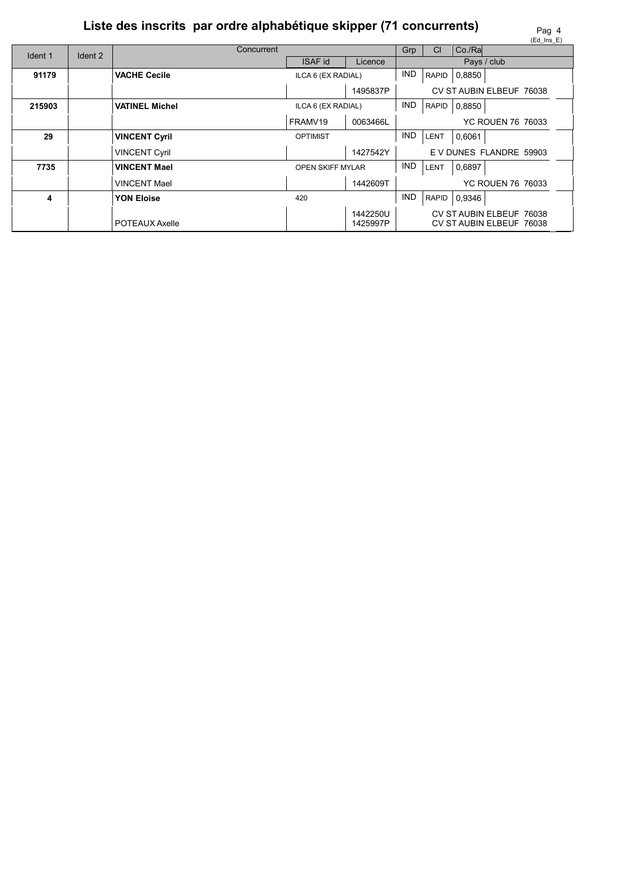# Liste des inscrits par ordre alphabétique skipper (71 concurrents)

(Ed_Ins_E)

| Ident 1 | Ident 2 | Concurrent | ISAF id | Licence | Grp | Cl | Co./Ra | Pays / club |
|---|---|---|---|---|---|---|---|---|
| **91179** | | **VACHE Cecile** | ILCA 6 (EX RADIAL) | | IND | RAPID | 0,8850 | |
| | | | | 1495837P | | | | CV ST AUBIN ELBEUF 76038 |
| **215903** | | **VATINEL Michel** | ILCA 6 (EX RADIAL) | | IND | RAPID | 0,8850 | |
| | | | FRAMV19 | 0063466L | | | | YC ROUEN 76 76033 |
| **29** | | **VINCENT Cyril** | OPTIMIST | | IND | LENT | 0,6061 | |
| | | VINCENT Cyril | | 1427542Y | | | | E V DUNES FLANDRE 59903 |
| **7735** | | **VINCENT Mael** | OPEN SKIFF MYLAR | | IND | LENT | 0,6897 | |
| | | VINCENT Mael | | 1442609T | | | | YC ROUEN 76 76033 |
| **4** | | **YON Eloise** | 420 | | IND | RAPID | 0,9346 | |
| | | | | 1442250U | | | | CV ST AUBIN ELBEUF 76038 |
| | | POTEAUX Axelle | | 1425997P | | | | CV ST AUBIN ELBEUF 76038 |